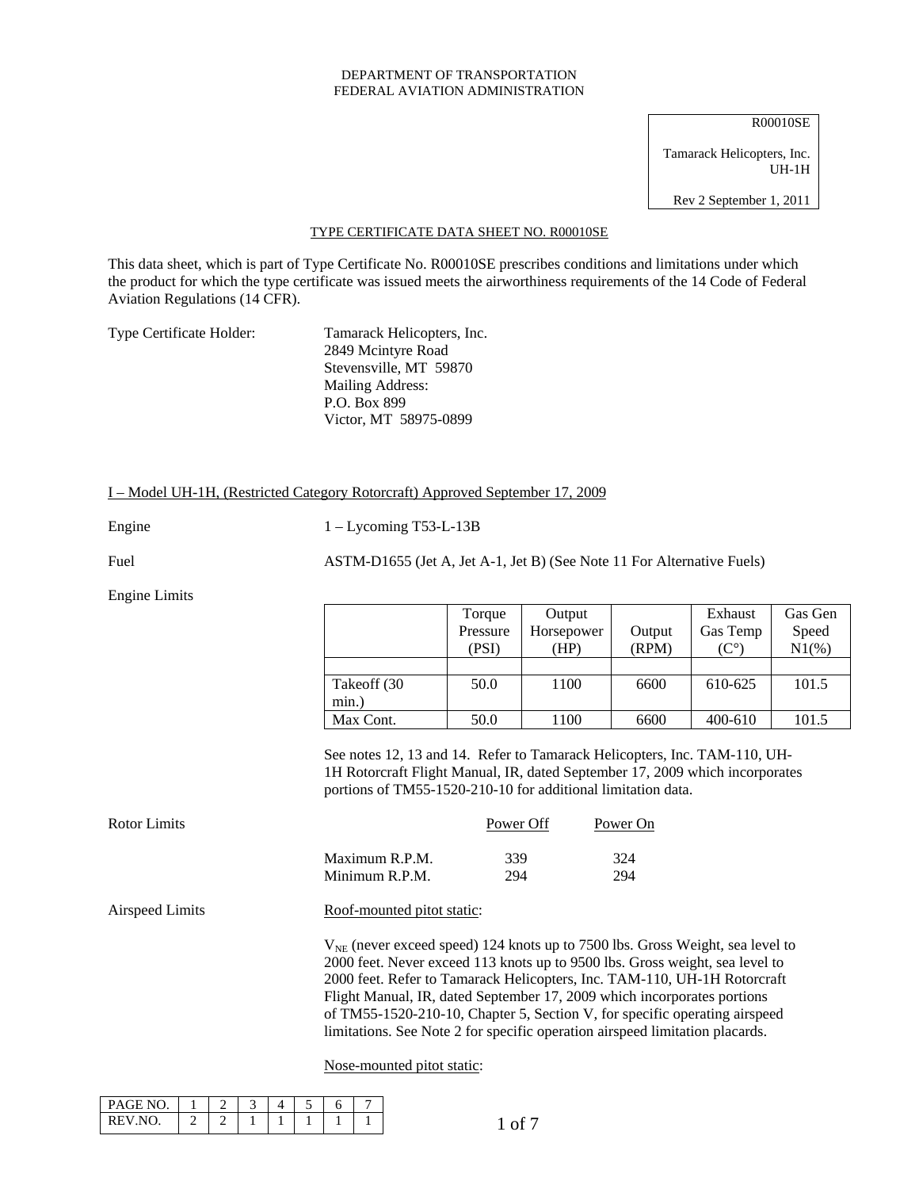DEPARTMENT OF TRANSPORTATION
FEDERAL AVIATION ADMINISTRATION

R00010SE

Tamarack Helicopters, Inc.
UH-1H

Rev 2 September 1, 2011

TYPE CERTIFICATE DATA SHEET NO. R00010SE

This data sheet, which is part of Type Certificate No. R00010SE prescribes conditions and limitations under which the product for which the type certificate was issued meets the airworthiness requirements of the 14 Code of Federal Aviation Regulations (14 CFR).

Type Certificate Holder: Tamarack Helicopters, Inc.
2849 Mcintyre Road
Stevensville, MT 59870
Mailing Address:
P.O. Box 899
Victor, MT 58975-0899

## I – Model UH-1H, (Restricted Category Rotorcraft) Approved September 17, 2009

Engine: 1 – Lycoming T53-L-13B

Fuel: ASTM-D1655 (Jet A, Jet A-1, Jet B) (See Note 11 For Alternative Fuels)

Engine Limits

| | Torque Pressure (PSI) | Output Horsepower (HP) | Output (RPM) | Exhaust Gas Temp (C°) | Gas Gen Speed N1(%) |
|---|---|---|---|---|---|
| | | | | | |
| Takeoff (30 min.) | 50.0 | 1100 | 6600 | 610-625 | 101.5 |
| Max Cont. | 50.0 | 1100 | 6600 | 400-610 | 101.5 |

See notes 12, 13 and 14. Refer to Tamarack Helicopters, Inc. TAM-110, UH-1H Rotorcraft Flight Manual, IR, dated September 17, 2009 which incorporates portions of TM55-1520-210-10 for additional limitation data.

Rotor Limits

| | Power Off | Power On |
|---|---|---|
| Maximum R.P.M. | 339 | 324 |
| Minimum R.P.M. | 294 | 294 |

Airspeed Limits

Roof-mounted pitot static:

$V_{NE}$ (never exceed speed) 124 knots up to 7500 lbs. Gross Weight, sea level to 2000 feet. Never exceed 113 knots up to 9500 lbs. Gross weight, sea level to 2000 feet. Refer to Tamarack Helicopters, Inc. TAM-110, UH-1H Rotorcraft Flight Manual, IR, dated September 17, 2009 which incorporates portions of TM55-1520-210-10, Chapter 5, Section V, for specific operating airspeed limitations. See Note 2 for specific operation airspeed limitation placards.

Nose-mounted pitot static:

| PAGE NO. | 1 | 2 | 3 | 4 | 5 | 6 | 7 |
|---|---|---|---|---|---|---|---|
| REV.NO. | 2 | 2 | 1 | 1 | 1 | 1 | 1 |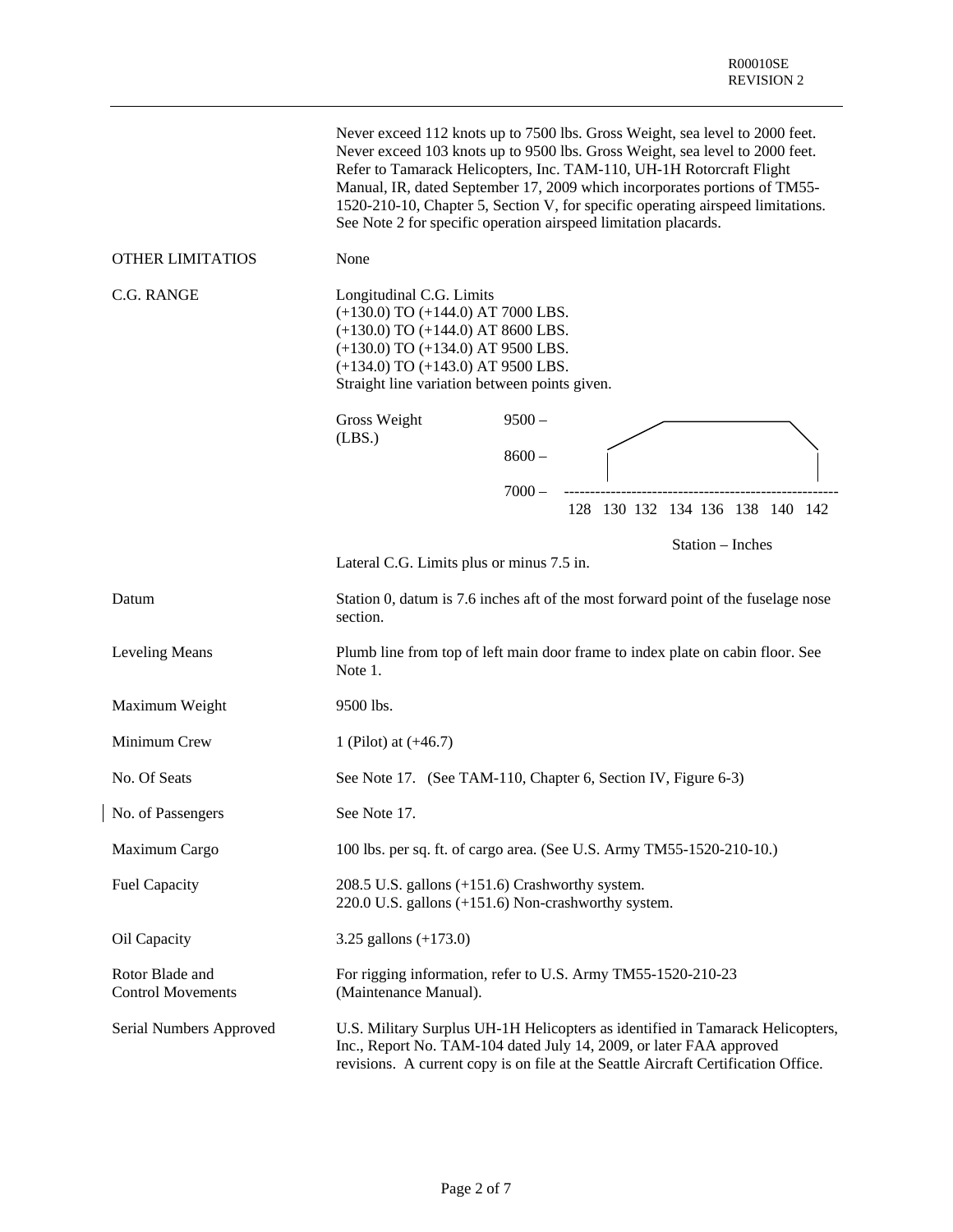Never exceed 112 knots up to 7500 lbs. Gross Weight, sea level to 2000 feet. Never exceed 103 knots up to 9500 lbs. Gross Weight, sea level to 2000 feet. Refer to Tamarack Helicopters, Inc. TAM-110, UH-1H Rotorcraft Flight Manual, IR, dated September 17, 2009 which incorporates portions of TM55-1520-210-10, Chapter 5, Section V, for specific operating airspeed limitations. See Note 2 for specific operation airspeed limitation placards.

| | |
|---|---|
| OTHER LIMITATIOS | None |
| C.G. RANGE | Longitudinal C.G. Limits<br>(+130.0) TO (+144.0) AT 7000 LBS.<br>(+130.0) TO (+144.0) AT 8600 LBS.<br>(+130.0) TO (+134.0) AT 9500 LBS.<br>(+134.0) TO (+143.0) AT 9500 LBS.<br>Straight line variation between points given. |

Gross Weight (LBS.): 9500 – / 8600 – / 7000 –

128 130 132 134 136 138 140 142

Station – Inches

Lateral C.G. Limits plus or minus 7.5 in.

| | |
|---|---|
| Datum | Station 0, datum is 7.6 inches aft of the most forward point of the fuselage nose section. |
| Leveling Means | Plumb line from top of left main door frame to index plate on cabin floor. See Note 1. |
| Maximum Weight | 9500 lbs. |
| Minimum Crew | 1 (Pilot) at (+46.7) |
| No. Of Seats | See Note 17. (See TAM-110, Chapter 6, Section IV, Figure 6-3) |
| No. of Passengers | See Note 17. |
| Maximum Cargo | 100 lbs. per sq. ft. of cargo area. (See U.S. Army TM55-1520-210-10.) |
| Fuel Capacity | 208.5 U.S. gallons (+151.6) Crashworthy system.<br>220.0 U.S. gallons (+151.6) Non-crashworthy system. |
| Oil Capacity | 3.25 gallons (+173.0) |
| Rotor Blade and Control Movements | For rigging information, refer to U.S. Army TM55-1520-210-23 (Maintenance Manual). |
| Serial Numbers Approved | U.S. Military Surplus UH-1H Helicopters as identified in Tamarack Helicopters, Inc., Report No. TAM-104 dated July 14, 2009, or later FAA approved revisions. A current copy is on file at the Seattle Aircraft Certification Office. |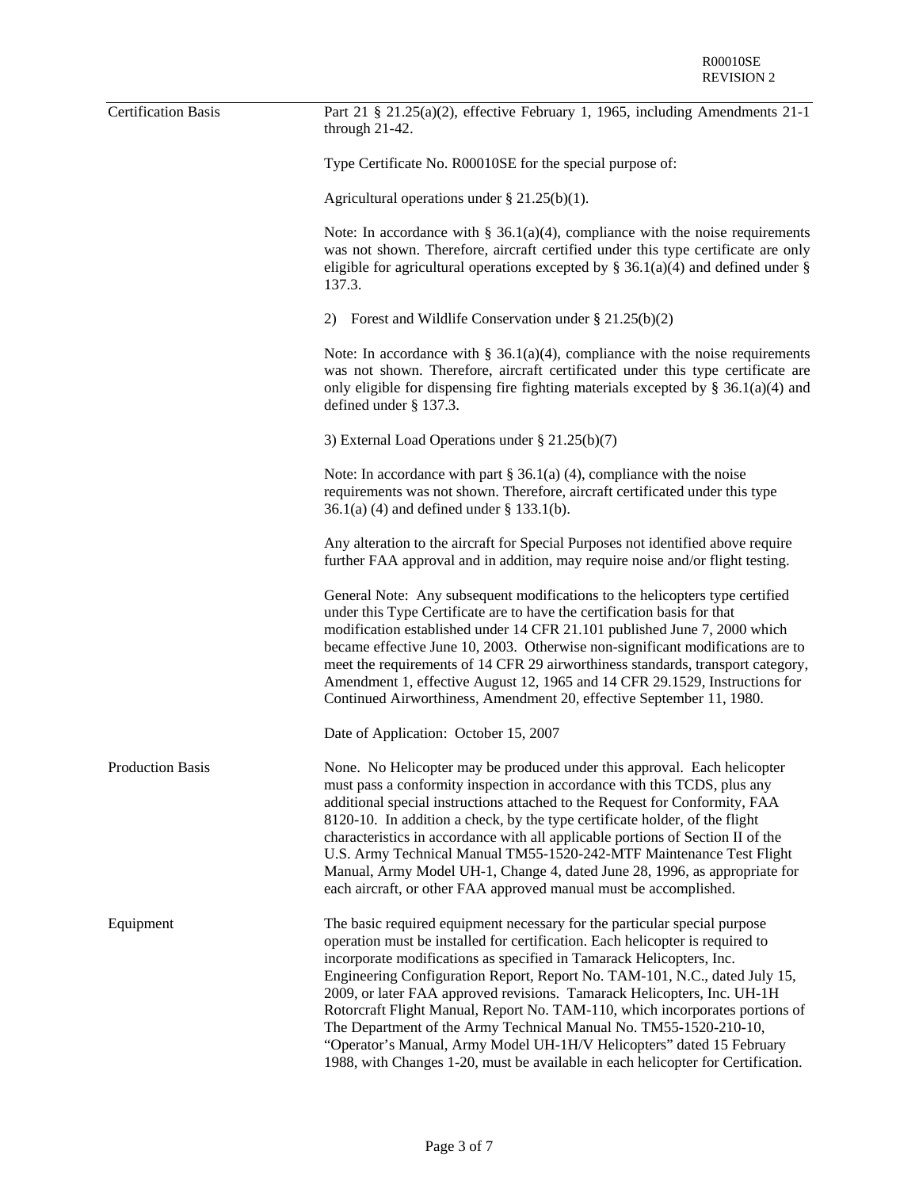| | |
|---|---|
| Certification Basis | Part 21 § 21.25(a)(2), effective February 1, 1965, including Amendments 21-1 through 21-42.<br><br>Type Certificate No. R00010SE for the special purpose of:<br><br>Agricultural operations under § 21.25(b)(1).<br><br>Note: In accordance with § 36.1(a)(4), compliance with the noise requirements was not shown. Therefore, aircraft certified under this type certificate are only eligible for agricultural operations excepted by § 36.1(a)(4) and defined under § 137.3.<br><br>2) Forest and Wildlife Conservation under § 21.25(b)(2)<br><br>Note: In accordance with § 36.1(a)(4), compliance with the noise requirements was not shown. Therefore, aircraft certificated under this type certificate are only eligible for dispensing fire fighting materials excepted by § 36.1(a)(4) and defined under § 137.3.<br><br>3) External Load Operations under § 21.25(b)(7)<br><br>Note: In accordance with part § 36.1(a) (4), compliance with the noise requirements was not shown. Therefore, aircraft certificated under this type 36.1(a) (4) and defined under § 133.1(b).<br><br>Any alteration to the aircraft for Special Purposes not identified above require further FAA approval and in addition, may require noise and/or flight testing.<br><br>General Note: Any subsequent modifications to the helicopters type certified under this Type Certificate are to have the certification basis for that modification established under 14 CFR 21.101 published June 7, 2000 which became effective June 10, 2003. Otherwise non-significant modifications are to meet the requirements of 14 CFR 29 airworthiness standards, transport category, Amendment 1, effective August 12, 1965 and 14 CFR 29.1529, Instructions for Continued Airworthiness, Amendment 20, effective September 11, 1980.<br><br>Date of Application: October 15, 2007 |
| Production Basis | None. No Helicopter may be produced under this approval. Each helicopter must pass a conformity inspection in accordance with this TCDS, plus any additional special instructions attached to the Request for Conformity, FAA 8120-10. In addition a check, by the type certificate holder, of the flight characteristics in accordance with all applicable portions of Section II of the U.S. Army Technical Manual TM55-1520-242-MTF Maintenance Test Flight Manual, Army Model UH-1, Change 4, dated June 28, 1996, as appropriate for each aircraft, or other FAA approved manual must be accomplished. |
| Equipment | The basic required equipment necessary for the particular special purpose operation must be installed for certification. Each helicopter is required to incorporate modifications as specified in Tamarack Helicopters, Inc. Engineering Configuration Report, Report No. TAM-101, N.C., dated July 15, 2009, or later FAA approved revisions. Tamarack Helicopters, Inc. UH-1H Rotorcraft Flight Manual, Report No. TAM-110, which incorporates portions of The Department of the Army Technical Manual No. TM55-1520-210-10, "Operator's Manual, Army Model UH-1H/V Helicopters" dated 15 February 1988, with Changes 1-20, must be available in each helicopter for Certification. |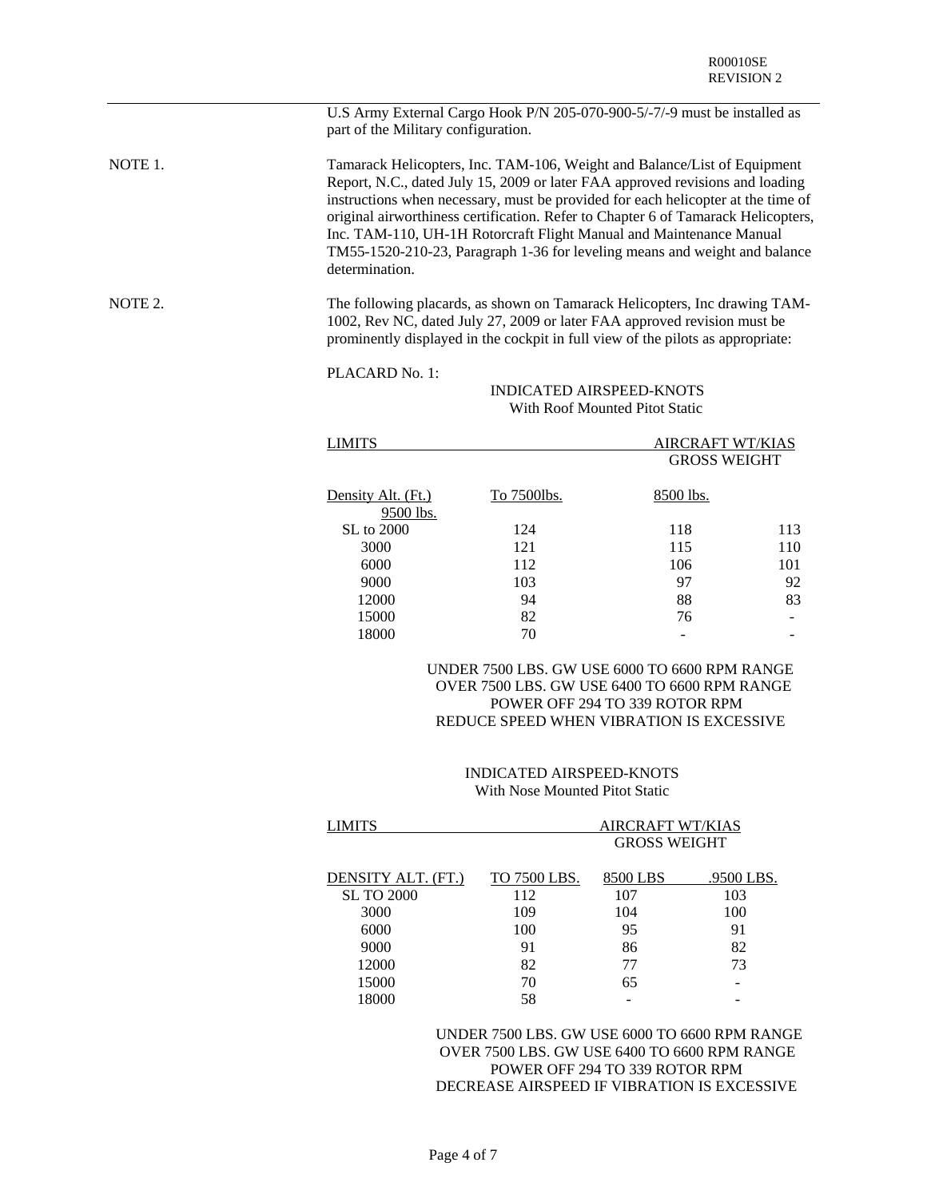U.S Army External Cargo Hook P/N 205-070-900-5/-7/-9 must be installed as part of the Military configuration.

NOTE 1. Tamarack Helicopters, Inc. TAM-106, Weight and Balance/List of Equipment Report, N.C., dated July 15, 2009 or later FAA approved revisions and loading instructions when necessary, must be provided for each helicopter at the time of original airworthiness certification. Refer to Chapter 6 of Tamarack Helicopters, Inc. TAM-110, UH-1H Rotorcraft Flight Manual and Maintenance Manual TM55-1520-210-23, Paragraph 1-36 for leveling means and weight and balance determination.

NOTE 2. The following placards, as shown on Tamarack Helicopters, Inc drawing TAM-1002, Rev NC, dated July 27, 2009 or later FAA approved revision must be prominently displayed in the cockpit in full view of the pilots as appropriate:

PLACARD No. 1:

INDICATED AIRSPEED-KNOTS
With Roof Mounted Pitot Static

| LIMITS | AIRCRAFT WT/KIAS GROSS WEIGHT | | |
|---|---|---|---|
| Density Alt. (Ft.) | To 7500lbs. | 8500 lbs. | 9500 lbs. |
| SL to 2000 | 124 | 118 | 113 |
| 3000 | 121 | 115 | 110 |
| 6000 | 112 | 106 | 101 |
| 9000 | 103 | 97 | 92 |
| 12000 | 94 | 88 | 83 |
| 15000 | 82 | 76 | - |
| 18000 | 70 | - | - |

UNDER 7500 LBS. GW USE 6000 TO 6600 RPM RANGE
OVER 7500 LBS. GW USE 6400 TO 6600 RPM RANGE
POWER OFF 294 TO 339 ROTOR RPM
REDUCE SPEED WHEN VIBRATION IS EXCESSIVE

INDICATED AIRSPEED-KNOTS
With Nose Mounted Pitot Static

| LIMITS | AIRCRAFT WT/KIAS GROSS WEIGHT | | |
|---|---|---|---|
| DENSITY ALT. (FT.) | TO 7500 LBS. | 8500 LBS | .9500 LBS. |
| SL TO 2000 | 112 | 107 | 103 |
| 3000 | 109 | 104 | 100 |
| 6000 | 100 | 95 | 91 |
| 9000 | 91 | 86 | 82 |
| 12000 | 82 | 77 | 73 |
| 15000 | 70 | 65 | - |
| 18000 | 58 | - | - |

UNDER 7500 LBS. GW USE 6000 TO 6600 RPM RANGE
OVER 7500 LBS. GW USE 6400 TO 6600 RPM RANGE
POWER OFF 294 TO 339 ROTOR RPM
DECREASE AIRSPEED IF VIBRATION IS EXCESSIVE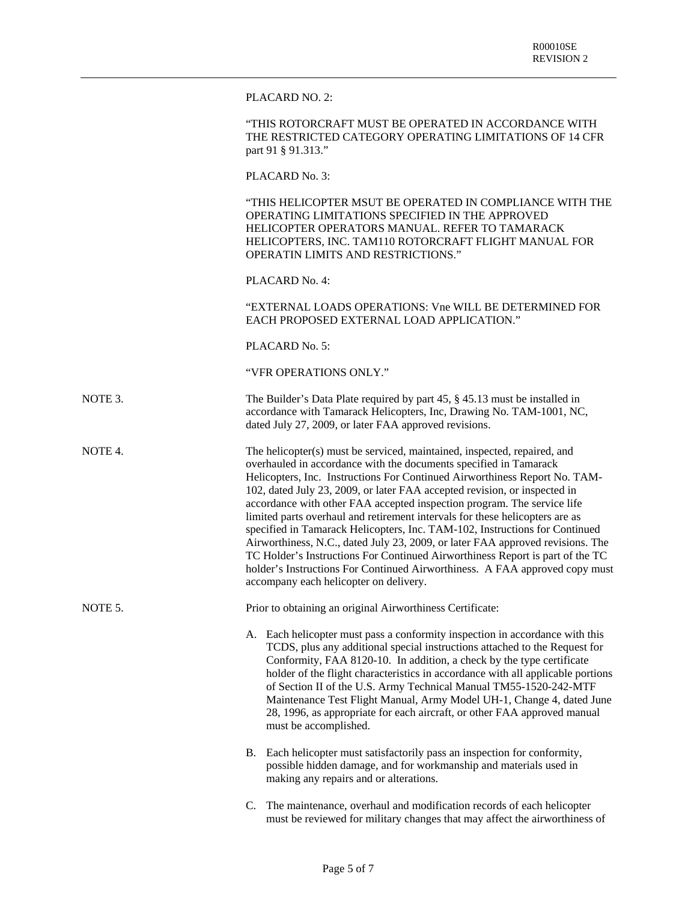PLACARD NO. 2:

"THIS ROTORCRAFT MUST BE OPERATED IN ACCORDANCE WITH THE RESTRICTED CATEGORY OPERATING LIMITATIONS OF 14 CFR part 91 § 91.313."

PLACARD No. 3:

"THIS HELICOPTER MSUT BE OPERATED IN COMPLIANCE WITH THE OPERATING LIMITATIONS SPECIFIED IN THE APPROVED HELICOPTER OPERATORS MANUAL. REFER TO TAMARACK HELICOPTERS, INC. TAM110 ROTORCRAFT FLIGHT MANUAL FOR OPERATIN LIMITS AND RESTRICTIONS."

PLACARD No. 4:

"EXTERNAL LOADS OPERATIONS: Vne WILL BE DETERMINED FOR EACH PROPOSED EXTERNAL LOAD APPLICATION."

PLACARD No. 5:

"VFR OPERATIONS ONLY."

NOTE 3. The Builder's Data Plate required by part 45, § 45.13 must be installed in accordance with Tamarack Helicopters, Inc, Drawing No. TAM-1001, NC, dated July 27, 2009, or later FAA approved revisions.

NOTE 4. The helicopter(s) must be serviced, maintained, inspected, repaired, and overhauled in accordance with the documents specified in Tamarack Helicopters, Inc. Instructions For Continued Airworthiness Report No. TAM-102, dated July 23, 2009, or later FAA accepted revision, or inspected in accordance with other FAA accepted inspection program. The service life limited parts overhaul and retirement intervals for these helicopters are as specified in Tamarack Helicopters, Inc. TAM-102, Instructions for Continued Airworthiness, N.C., dated July 23, 2009, or later FAA approved revisions. The TC Holder's Instructions For Continued Airworthiness Report is part of the TC holder's Instructions For Continued Airworthiness. A FAA approved copy must accompany each helicopter on delivery.

NOTE 5. Prior to obtaining an original Airworthiness Certificate:

A. Each helicopter must pass a conformity inspection in accordance with this TCDS, plus any additional special instructions attached to the Request for Conformity, FAA 8120-10. In addition, a check by the type certificate holder of the flight characteristics in accordance with all applicable portions of Section II of the U.S. Army Technical Manual TM55-1520-242-MTF Maintenance Test Flight Manual, Army Model UH-1, Change 4, dated June 28, 1996, as appropriate for each aircraft, or other FAA approved manual must be accomplished.

B. Each helicopter must satisfactorily pass an inspection for conformity, possible hidden damage, and for workmanship and materials used in making any repairs and or alterations.

C. The maintenance, overhaul and modification records of each helicopter must be reviewed for military changes that may affect the airworthiness of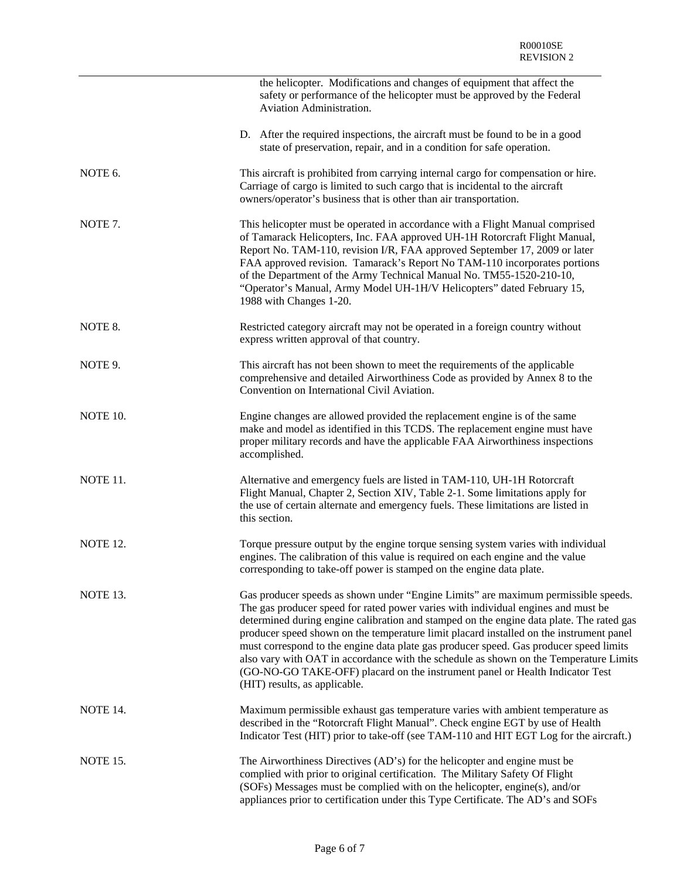the helicopter. Modifications and changes of equipment that affect the safety or performance of the helicopter must be approved by the Federal Aviation Administration.

D. After the required inspections, the aircraft must be found to be in a good state of preservation, repair, and in a condition for safe operation.

NOTE 6. This aircraft is prohibited from carrying internal cargo for compensation or hire. Carriage of cargo is limited to such cargo that is incidental to the aircraft owners/operator's business that is other than air transportation.

NOTE 7. This helicopter must be operated in accordance with a Flight Manual comprised of Tamarack Helicopters, Inc. FAA approved UH-1H Rotorcraft Flight Manual, Report No. TAM-110, revision I/R, FAA approved September 17, 2009 or later FAA approved revision. Tamarack's Report No TAM-110 incorporates portions of the Department of the Army Technical Manual No. TM55-1520-210-10, "Operator's Manual, Army Model UH-1H/V Helicopters" dated February 15, 1988 with Changes 1-20.

NOTE 8. Restricted category aircraft may not be operated in a foreign country without express written approval of that country.

NOTE 9. This aircraft has not been shown to meet the requirements of the applicable comprehensive and detailed Airworthiness Code as provided by Annex 8 to the Convention on International Civil Aviation.

NOTE 10. Engine changes are allowed provided the replacement engine is of the same make and model as identified in this TCDS. The replacement engine must have proper military records and have the applicable FAA Airworthiness inspections accomplished.

NOTE 11. Alternative and emergency fuels are listed in TAM-110, UH-1H Rotorcraft Flight Manual, Chapter 2, Section XIV, Table 2-1. Some limitations apply for the use of certain alternate and emergency fuels. These limitations are listed in this section.

NOTE 12. Torque pressure output by the engine torque sensing system varies with individual engines. The calibration of this value is required on each engine and the value corresponding to take-off power is stamped on the engine data plate.

NOTE 13. Gas producer speeds as shown under "Engine Limits" are maximum permissible speeds. The gas producer speed for rated power varies with individual engines and must be determined during engine calibration and stamped on the engine data plate. The rated gas producer speed shown on the temperature limit placard installed on the instrument panel must correspond to the engine data plate gas producer speed. Gas producer speed limits also vary with OAT in accordance with the schedule as shown on the Temperature Limits (GO-NO-GO TAKE-OFF) placard on the instrument panel or Health Indicator Test (HIT) results, as applicable.

NOTE 14. Maximum permissible exhaust gas temperature varies with ambient temperature as described in the "Rotorcraft Flight Manual". Check engine EGT by use of Health Indicator Test (HIT) prior to take-off (see TAM-110 and HIT EGT Log for the aircraft.)

NOTE 15. The Airworthiness Directives (AD's) for the helicopter and engine must be complied with prior to original certification. The Military Safety Of Flight (SOFs) Messages must be complied with on the helicopter, engine(s), and/or appliances prior to certification under this Type Certificate. The AD's and SOFs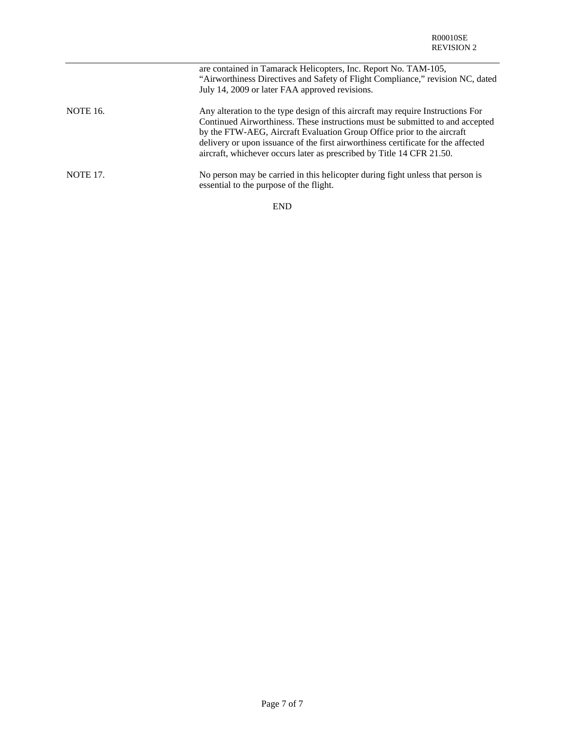are contained in Tamarack Helicopters, Inc. Report No. TAM-105, "Airworthiness Directives and Safety of Flight Compliance," revision NC, dated July 14, 2009 or later FAA approved revisions.

NOTE 16. Any alteration to the type design of this aircraft may require Instructions For Continued Airworthiness. These instructions must be submitted to and accepted by the FTW-AEG, Aircraft Evaluation Group Office prior to the aircraft delivery or upon issuance of the first airworthiness certificate for the affected aircraft, whichever occurs later as prescribed by Title 14 CFR 21.50.

NOTE 17. No person may be carried in this helicopter during fight unless that person is essential to the purpose of the flight.

END